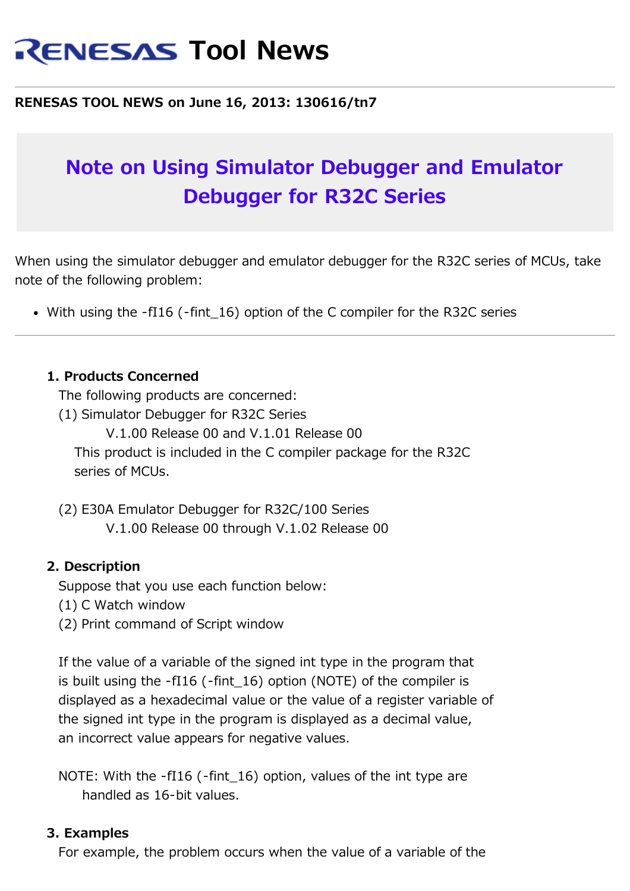# RENESAS Tool News

**RENESAS TOOL NEWS on June 16, 2013: 130616/tn7**

## Note on Using Simulator Debugger and Emulator Debugger for R32C Series

When using the simulator debugger and emulator debugger for the R32C series of MCUs, take note of the following problem:

- With using the -fI16 (-fint_16) option of the C compiler for the R32C series

---

### 1. Products Concerned

The following products are concerned:

(1) Simulator Debugger for R32C Series
  V.1.00 Release 00 and V.1.01 Release 00
 This product is included in the C compiler package for the R32C series of MCUs.

(2) E30A Emulator Debugger for R32C/100 Series
  V.1.00 Release 00 through V.1.02 Release 00

### 2. Description

Suppose that you use each function below:
(1) C Watch window
(2) Print command of Script window

If the value of a variable of the signed int type in the program that is built using the -fI16 (-fint_16) option (NOTE) of the compiler is displayed as a hexadecimal value or the value of a register variable of the signed int type in the program is displayed as a decimal value, an incorrect value appears for negative values.

NOTE: With the -fI16 (-fint_16) option, values of the int type are handled as 16-bit values.

### 3. Examples

For example, the problem occurs when the value of a variable of the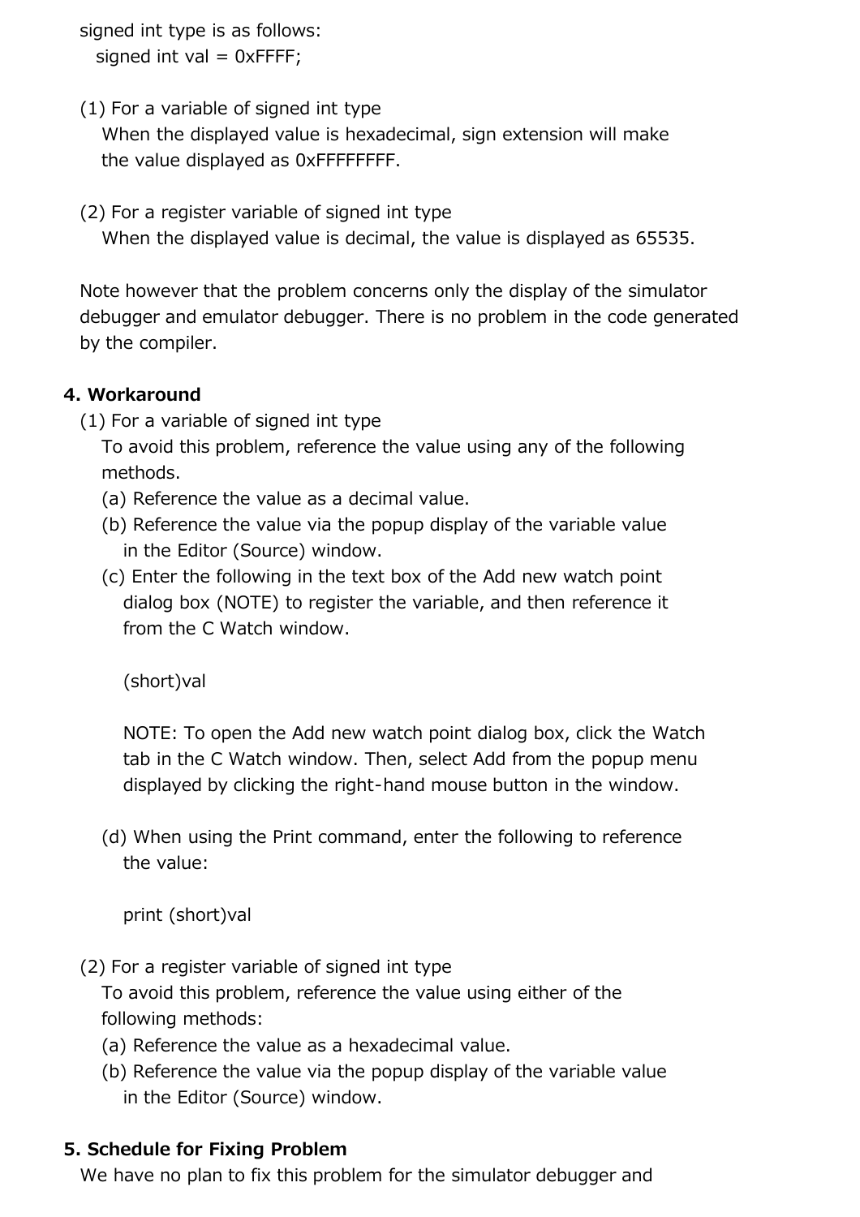signed int type is as follows:

```
signed int val = 0xFFFF;
```

(1) For a variable of signed int type
When the displayed value is hexadecimal, sign extension will make the value displayed as 0xFFFFFFFF.

(2) For a register variable of signed int type
When the displayed value is decimal, the value is displayed as 65535.

Note however that the problem concerns only the display of the simulator debugger and emulator debugger. There is no problem in the code generated by the compiler.

## 4. Workaround

(1) For a variable of signed int type
To avoid this problem, reference the value using any of the following methods.

(a) Reference the value as a decimal value.

(b) Reference the value via the popup display of the variable value in the Editor (Source) window.

(c) Enter the following in the text box of the Add new watch point dialog box (NOTE) to register the variable, and then reference it from the C Watch window.

```
(short)val
```

NOTE: To open the Add new watch point dialog box, click the Watch tab in the C Watch window. Then, select Add from the popup menu displayed by clicking the right-hand mouse button in the window.

(d) When using the Print command, enter the following to reference the value:

```
print (short)val
```

(2) For a register variable of signed int type
To avoid this problem, reference the value using either of the following methods:

(a) Reference the value as a hexadecimal value.

(b) Reference the value via the popup display of the variable value in the Editor (Source) window.

## 5. Schedule for Fixing Problem

We have no plan to fix this problem for the simulator debugger and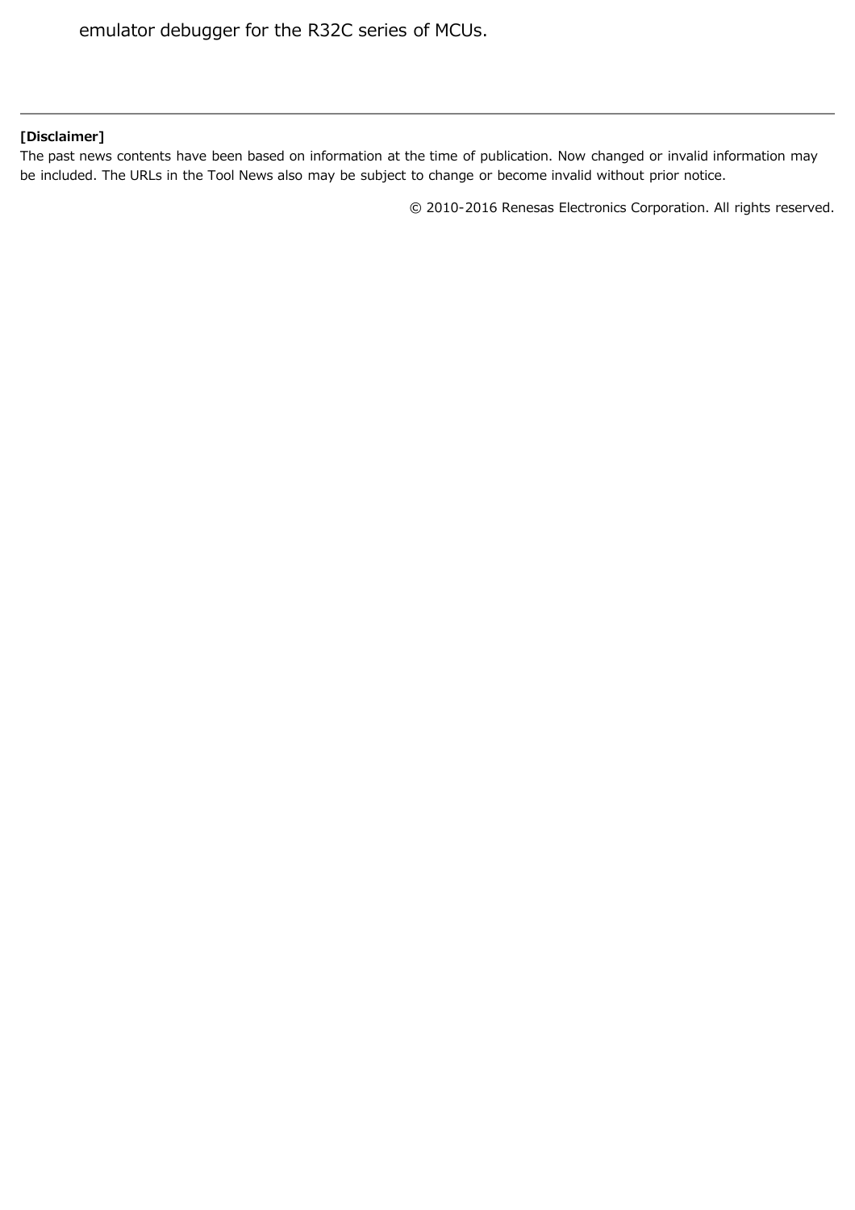emulator debugger for the R32C series of MCUs.

---

**[Disclaimer]**

The past news contents have been based on information at the time of publication. Now changed or invalid information may be included. The URLs in the Tool News also may be subject to change or become invalid without prior notice.

© 2010-2016 Renesas Electronics Corporation. All rights reserved.